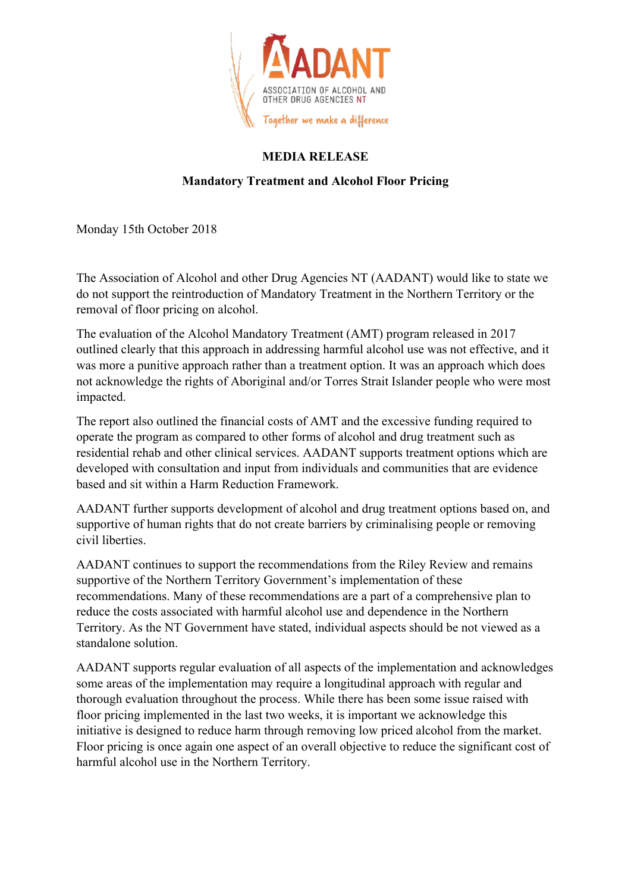AADANT

ASSOCIATION OF ALCOHOL AND OTHER DRUG AGENCIES NT

*Together we make a difference*

# MEDIA RELEASE

## Mandatory Treatment and Alcohol Floor Pricing

Monday 15th October 2018

The Association of Alcohol and other Drug Agencies NT (AADANT) would like to state we do not support the reintroduction of Mandatory Treatment in the Northern Territory or the removal of floor pricing on alcohol.

The evaluation of the Alcohol Mandatory Treatment (AMT) program released in 2017 outlined clearly that this approach in addressing harmful alcohol use was not effective, and it was more a punitive approach rather than a treatment option. It was an approach which does not acknowledge the rights of Aboriginal and/or Torres Strait Islander people who were most impacted.

The report also outlined the financial costs of AMT and the excessive funding required to operate the program as compared to other forms of alcohol and drug treatment such as residential rehab and other clinical services. AADANT supports treatment options which are developed with consultation and input from individuals and communities that are evidence based and sit within a Harm Reduction Framework.

AADANT further supports development of alcohol and drug treatment options based on, and supportive of human rights that do not create barriers by criminalising people or removing civil liberties.

AADANT continues to support the recommendations from the Riley Review and remains supportive of the Northern Territory Government's implementation of these recommendations. Many of these recommendations are a part of a comprehensive plan to reduce the costs associated with harmful alcohol use and dependence in the Northern Territory. As the NT Government have stated, individual aspects should be not viewed as a standalone solution.

AADANT supports regular evaluation of all aspects of the implementation and acknowledges some areas of the implementation may require a longitudinal approach with regular and thorough evaluation throughout the process. While there has been some issue raised with floor pricing implemented in the last two weeks, it is important we acknowledge this initiative is designed to reduce harm through removing low priced alcohol from the market. Floor pricing is once again one aspect of an overall objective to reduce the significant cost of harmful alcohol use in the Northern Territory.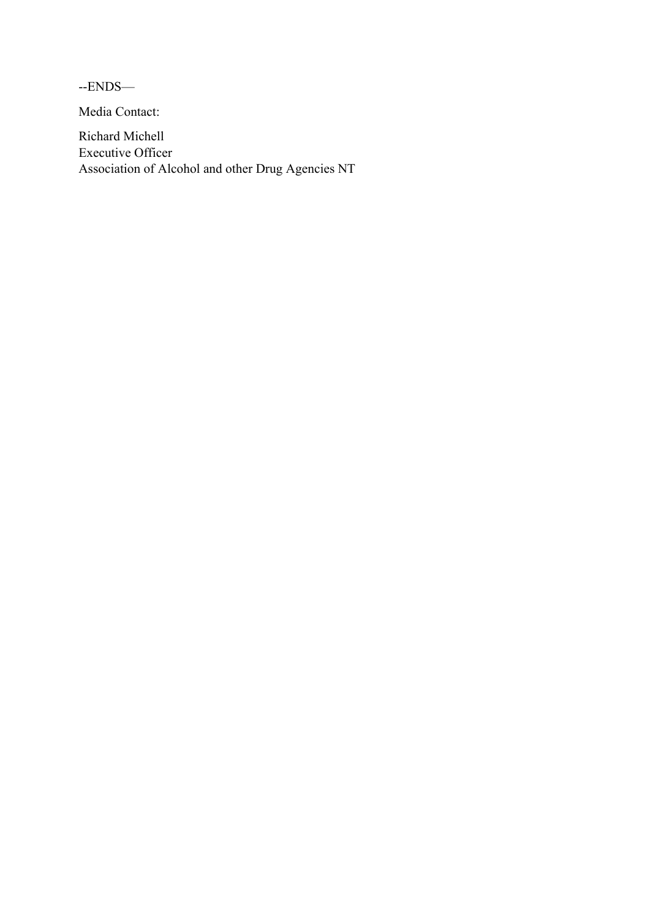--ENDS—

Media Contact:

Richard Michell
Executive Officer
Association of Alcohol and other Drug Agencies NT